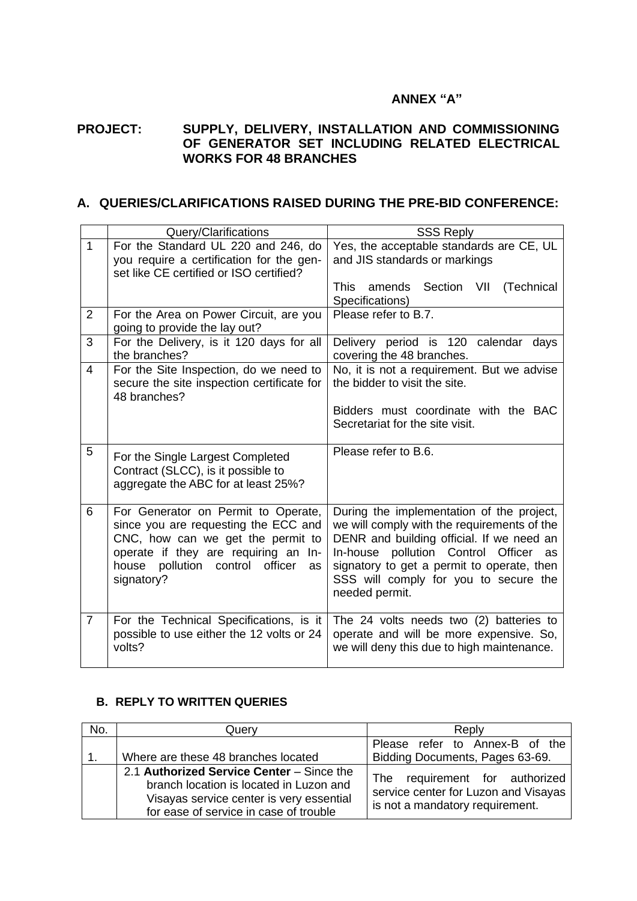**ANNEX "A"**

**PROJECT: SUPPLY, DELIVERY, INSTALLATION AND COMMISSIONING OF GENERATOR SET INCLUDING RELATED ELECTRICAL WORKS FOR 48 BRANCHES**

## A. QUERIES/CLARIFICATIONS RAISED DURING THE PRE-BID CONFERENCE:

| | Query/Clarifications | SSS Reply |
|---|---|---|
| 1 | For the Standard UL 220 and 246, do you require a certification for the gen-set like CE certified or ISO certified? | Yes, the acceptable standards are CE, UL and JIS standards or markings<br><br>This amends Section VII (Technical Specifications) |
| 2 | For the Area on Power Circuit, are you going to provide the lay out? | Please refer to B.7. |
| 3 | For the Delivery, is it 120 days for all the branches? | Delivery period is 120 calendar days covering the 48 branches. |
| 4 | For the Site Inspection, do we need to secure the site inspection certificate for 48 branches? | No, it is not a requirement. But we advise the bidder to visit the site.<br><br>Bidders must coordinate with the BAC Secretariat for the site visit. |
| 5 | For the Single Largest Completed Contract (SLCC), is it possible to aggregate the ABC for at least 25%? | Please refer to B.6. |
| 6 | For Generator on Permit to Operate, since you are requesting the ECC and CNC, how can we get the permit to operate if they are requiring an In-house pollution control officer as signatory? | During the implementation of the project, we will comply with the requirements of the DENR and building official. If we need an In-house pollution Control Officer as signatory to get a permit to operate, then SSS will comply for you to secure the needed permit. |
| 7 | For the Technical Specifications, is it possible to use either the 12 volts or 24 volts? | The 24 volts needs two (2) batteries to operate and will be more expensive. So, we will deny this due to high maintenance. |

### B. REPLY TO WRITTEN QUERIES

| No. | Query | Reply |
|---|---|---|
| 1. | Where are these 48 branches located | Please refer to Annex-B of the Bidding Documents, Pages 63-69. |
| | 2.1 **Authorized Service Center** – Since the branch location is located in Luzon and Visayas service center is very essential for ease of service in case of trouble | The requirement for authorized service center for Luzon and Visayas is not a mandatory requirement. |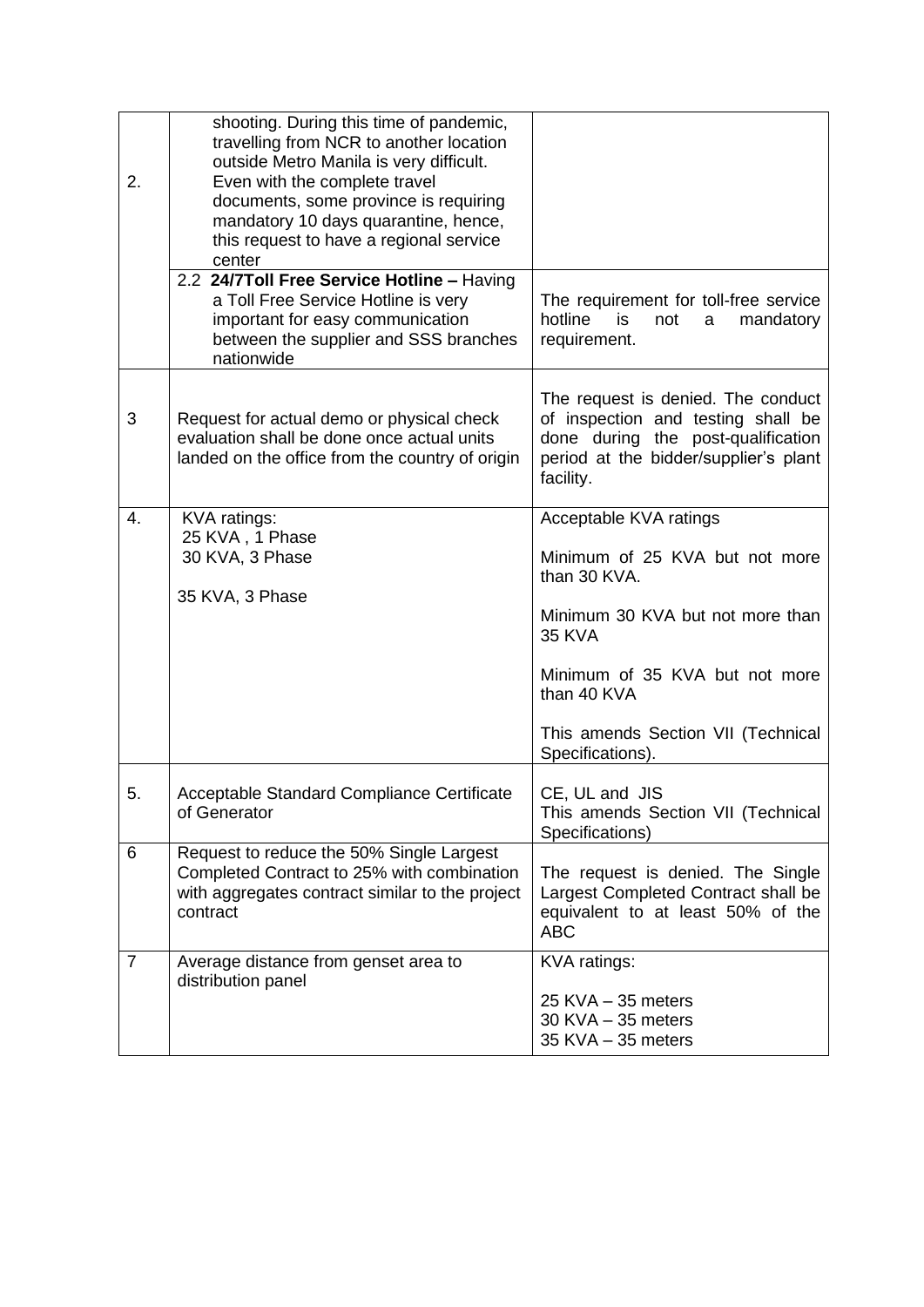| | | |
|---|---|---|
| 2. | shooting. During this time of pandemic, travelling from NCR to another location outside Metro Manila is very difficult. Even with the complete travel documents, some province is requiring mandatory 10 days quarantine, hence, this request to have a regional service center | |
| | 2.2 **24/7Toll Free Service Hotline –** Having a Toll Free Service Hotline is very important for easy communication between the supplier and SSS branches nationwide | The requirement for toll-free service hotline is not a mandatory requirement. |
| 3 | Request for actual demo or physical check evaluation shall be done once actual units landed on the office from the country of origin | The request is denied. The conduct of inspection and testing shall be done during the post-qualification period at the bidder/supplier's plant facility. |
| 4. | KVA ratings:<br>25 KVA , 1 Phase<br>30 KVA, 3 Phase<br><br>35 KVA, 3 Phase | Acceptable KVA ratings<br><br>Minimum of 25 KVA but not more than 30 KVA.<br><br>Minimum 30 KVA but not more than 35 KVA<br><br>Minimum of 35 KVA but not more than 40 KVA<br><br>This amends Section VII (Technical Specifications). |
| 5. | Acceptable Standard Compliance Certificate of Generator | CE, UL and JIS<br>This amends Section VII (Technical Specifications) |
| 6 | Request to reduce the 50% Single Largest Completed Contract to 25% with combination with aggregates contract similar to the project contract | The request is denied. The Single Largest Completed Contract shall be equivalent to at least 50% of the ABC |
| 7 | Average distance from genset area to distribution panel | KVA ratings:<br><br>25 KVA – 35 meters<br>30 KVA – 35 meters<br>35 KVA – 35 meters |